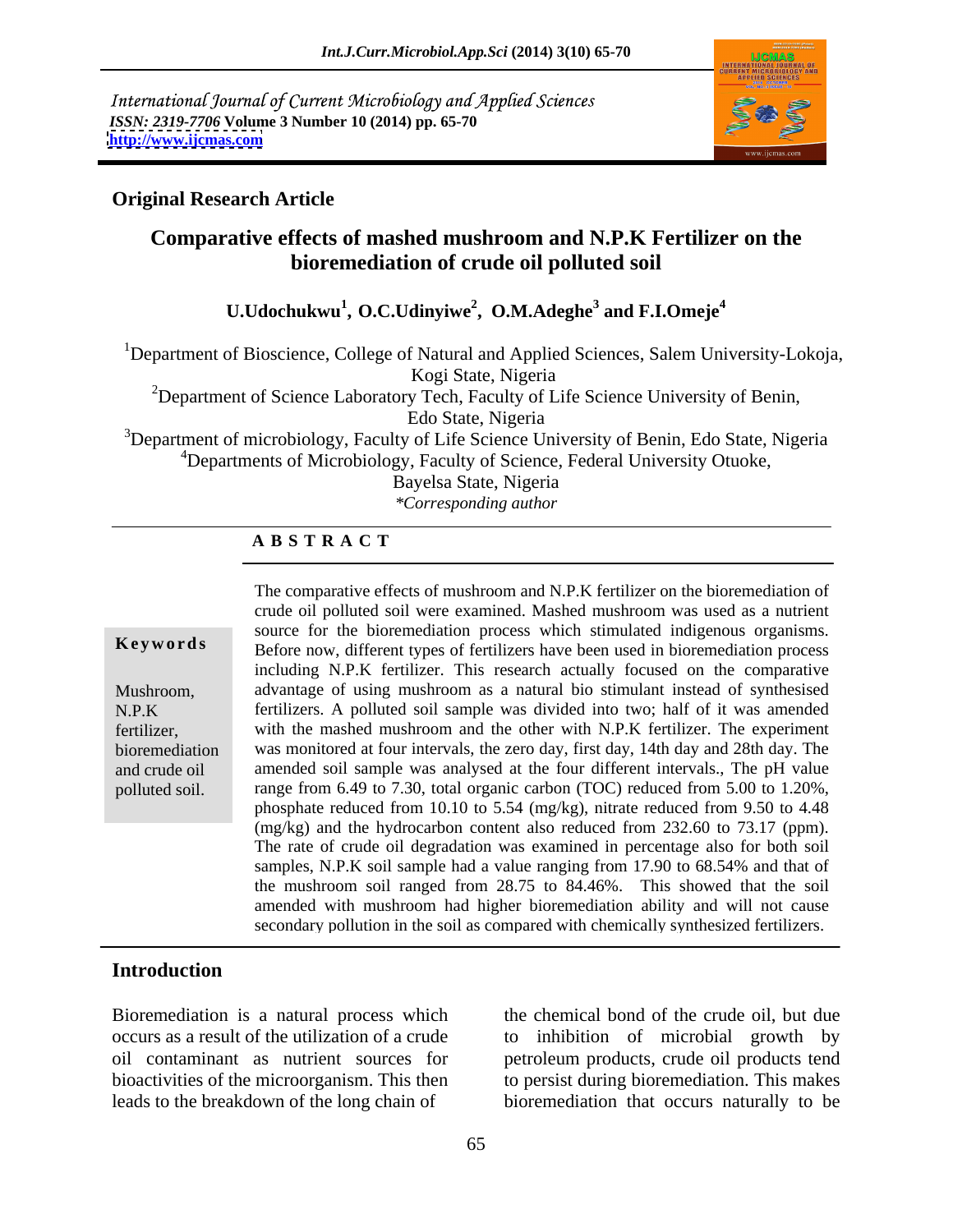International Journal of Current Microbiology and Applied Sciences
*ISSN: 2319-7706* **Volume 3 Number 10 (2014) pp. 65-70**
**http://www.ijcmas.com**

## Original Research Article

# Comparative effects of mashed mushroom and N.P.K Fertilizer on the bioremediation of crude oil polluted soil

**U.Udochukwu[1], O.C.Udinyiwe[2], O.M.Adeghe[3] and F.I.Omeje[4]**

[1]Department of Bioscience, College of Natural and Applied Sciences, Salem University-Lokoja, Kogi State, Nigeria
[2]Department of Science Laboratory Tech, Faculty of Life Science University of Benin, Edo State, Nigeria
[3]Department of microbiology, Faculty of Life Science University of Benin, Edo State, Nigeria
[4]Departments of Microbiology, Faculty of Science, Federal University Otuoke, Bayelsa State, Nigeria
*\*Corresponding author*

**A B S T R A C T**

**Keywords**

Mushroom, N.P.K fertilizer, bioremediation and crude oil polluted soil.

The comparative effects of mushroom and N.P.K fertilizer on the bioremediation of crude oil polluted soil were examined. Mashed mushroom was used as a nutrient source for the bioremediation process which stimulated indigenous organisms. Before now, different types of fertilizers have been used in bioremediation process including N.P.K fertilizer. This research actually focused on the comparative advantage of using mushroom as a natural bio stimulant instead of synthesised fertilizers. A polluted soil sample was divided into two; half of it was amended with the mashed mushroom and the other with N.P.K fertilizer. The experiment was monitored at four intervals, the zero day, first day, 14th day and 28th day. The amended soil sample was analysed at the four different intervals., The pH value range from 6.49 to 7.30, total organic carbon (TOC) reduced from 5.00 to 1.20%, phosphate reduced from 10.10 to 5.54 (mg/kg), nitrate reduced from 9.50 to 4.48 (mg/kg) and the hydrocarbon content also reduced from 232.60 to 73.17 (ppm). The rate of crude oil degradation was examined in percentage also for both soil samples, N.P.K soil sample had a value ranging from 17.90 to 68.54% and that of the mushroom soil ranged from 28.75 to 84.46%. This showed that the soil amended with mushroom had higher bioremediation ability and will not cause secondary pollution in the soil as compared with chemically synthesized fertilizers.

## Introduction

Bioremediation is a natural process which occurs as a result of the utilization of a crude oil contaminant as nutrient sources for bioactivities of the microorganism. This then leads to the breakdown of the long chain of the chemical bond of the crude oil, but due to inhibition of microbial growth by petroleum products, crude oil products tend to persist during bioremediation. This makes bioremediation that occurs naturally to be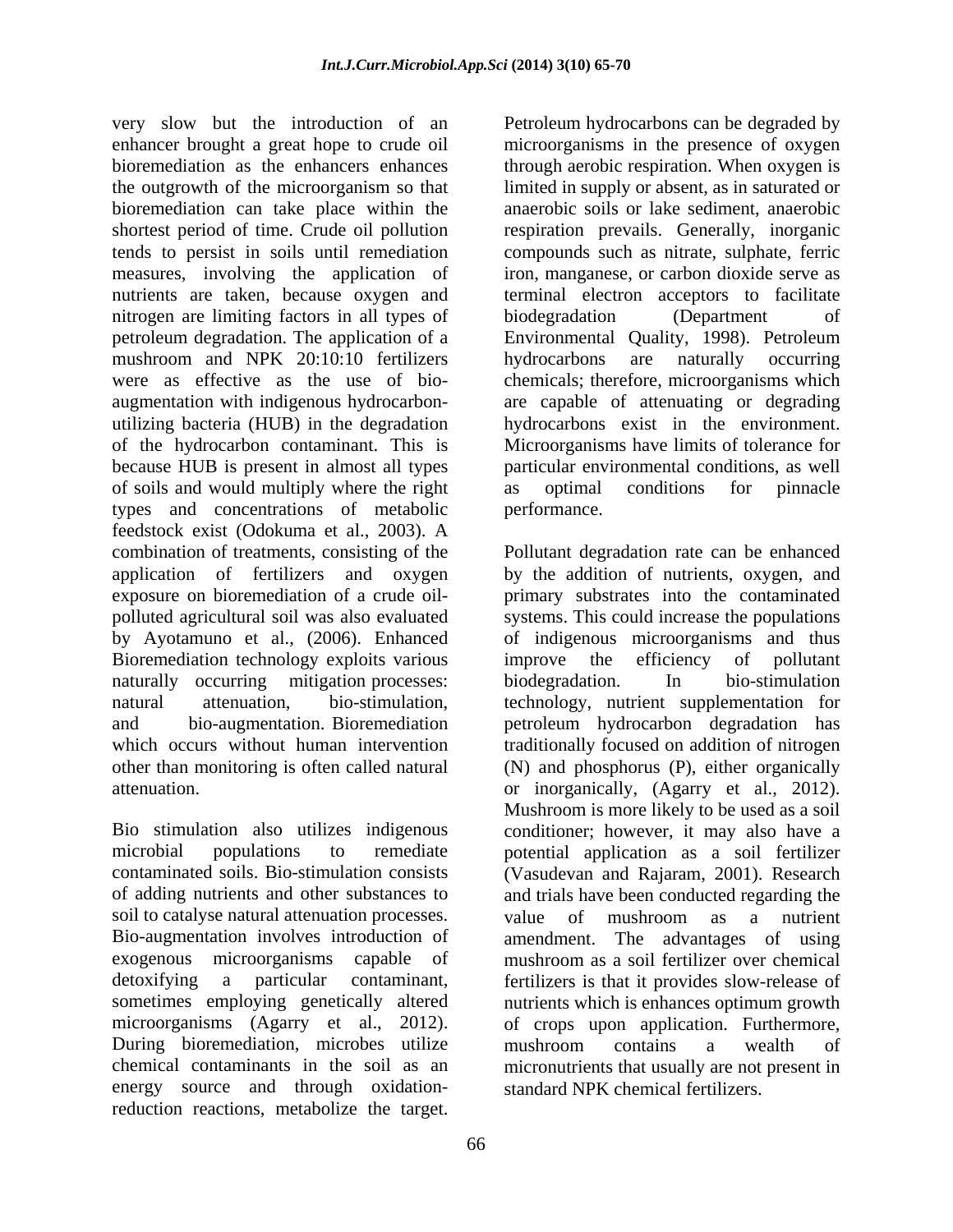very slow but the introduction of an enhancer brought a great hope to crude oil bioremediation as the enhancers enhances the outgrowth of the microorganism so that bioremediation can take place within the shortest period of time. Crude oil pollution tends to persist in soils until remediation measures, involving the application of nutrients are taken, because oxygen and nitrogen are limiting factors in all types of petroleum degradation. The application of a mushroom and NPK 20:10:10 fertilizers were as effective as the use of bio-augmentation with indigenous hydrocarbon-utilizing bacteria (HUB) in the degradation of the hydrocarbon contaminant. This is because HUB is present in almost all types of soils and would multiply where the right types and concentrations of metabolic feedstock exist (Odokuma et al., 2003). A combination of treatments, consisting of the application of fertilizers and oxygen exposure on bioremediation of a crude oil-polluted agricultural soil was also evaluated by Ayotamuno et al., (2006). Enhanced Bioremediation technology exploits various naturally occurring mitigation processes: natural attenuation, bio-stimulation, and bio-augmentation. Bioremediation which occurs without human intervention other than monitoring is often called natural attenuation.

Bio stimulation also utilizes indigenous microbial populations to remediate contaminated soils. Bio-stimulation consists of adding nutrients and other substances to soil to catalyse natural attenuation processes. Bio-augmentation involves introduction of exogenous microorganisms capable of detoxifying a particular contaminant, sometimes employing genetically altered microorganisms (Agarry et al., 2012). During bioremediation, microbes utilize chemical contaminants in the soil as an energy source and through oxidation-reduction reactions, metabolize the target. Petroleum hydrocarbons can be degraded by microorganisms in the presence of oxygen through aerobic respiration. When oxygen is limited in supply or absent, as in saturated or anaerobic soils or lake sediment, anaerobic respiration prevails. Generally, inorganic compounds such as nitrate, sulphate, ferric iron, manganese, or carbon dioxide serve as terminal electron acceptors to facilitate biodegradation (Department of Environmental Quality, 1998). Petroleum hydrocarbons are naturally occurring chemicals; therefore, microorganisms which are capable of attenuating or degrading hydrocarbons exist in the environment. Microorganisms have limits of tolerance for particular environmental conditions, as well as optimal conditions for pinnacle performance.

Pollutant degradation rate can be enhanced by the addition of nutrients, oxygen, and primary substrates into the contaminated systems. This could increase the populations of indigenous microorganisms and thus improve the efficiency of pollutant biodegradation. In bio-stimulation technology, nutrient supplementation for petroleum hydrocarbon degradation has traditionally focused on addition of nitrogen (N) and phosphorus (P), either organically or inorganically, (Agarry et al., 2012). Mushroom is more likely to be used as a soil conditioner; however, it may also have a potential application as a soil fertilizer (Vasudevan and Rajaram, 2001). Research and trials have been conducted regarding the value of mushroom as a nutrient amendment. The advantages of using mushroom as a soil fertilizer over chemical fertilizers is that it provides slow-release of nutrients which is enhances optimum growth of crops upon application. Furthermore, mushroom contains a wealth of micronutrients that usually are not present in standard NPK chemical fertilizers.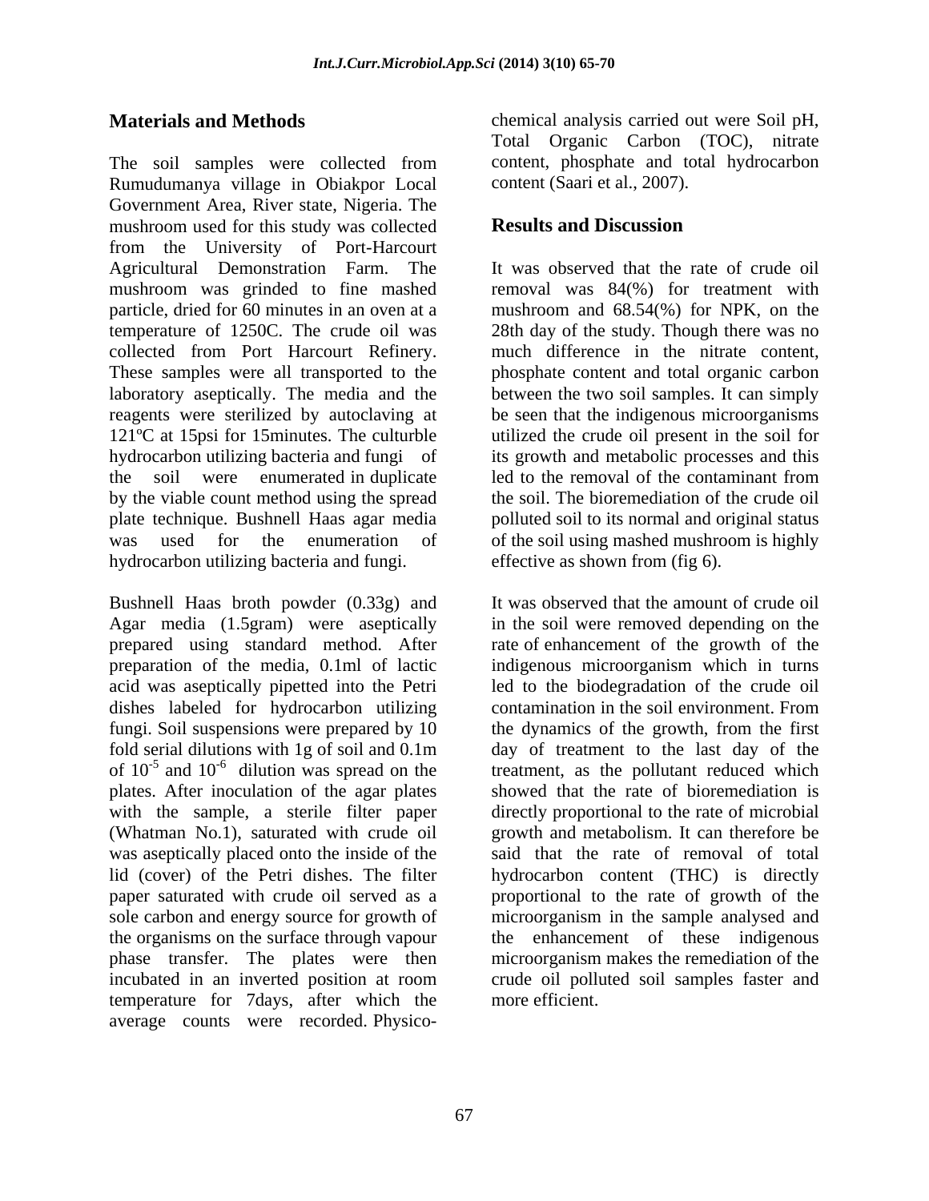## Materials and Methods

The soil samples were collected from Rumudumanya village in Obiakpor Local Government Area, River state, Nigeria. The mushroom used for this study was collected from the University of Port-Harcourt Agricultural Demonstration Farm. The mushroom was grinded to fine mashed particle, dried for 60 minutes in an oven at a temperature of 1250C. The crude oil was collected from Port Harcourt Refinery. These samples were all transported to the laboratory aseptically. The media and the reagents were sterilized by autoclaving at 121ºC at 15psi for 15minutes. The culturble hydrocarbon utilizing bacteria and fungi of the soil were enumerated in duplicate by the viable count method using the spread plate technique. Bushnell Haas agar media was used for the enumeration of hydrocarbon utilizing bacteria and fungi.

Bushnell Haas broth powder (0.33g) and Agar media (1.5gram) were aseptically prepared using standard method. After preparation of the media, 0.1ml of lactic acid was aseptically pipetted into the Petri dishes labeled for hydrocarbon utilizing fungi. Soil suspensions were prepared by 10 fold serial dilutions with 1g of soil and 0.1m of $10^{-5}$ and $10^{-6}$ dilution was spread on the plates. After inoculation of the agar plates with the sample, a sterile filter paper (Whatman No.1), saturated with crude oil was aseptically placed onto the inside of the lid (cover) of the Petri dishes. The filter paper saturated with crude oil served as a sole carbon and energy source for growth of the organisms on the surface through vapour phase transfer. The plates were then incubated in an inverted position at room temperature for 7days, after which the average counts were recorded. Physico-chemical analysis carried out were Soil pH, Total Organic Carbon (TOC), nitrate content, phosphate and total hydrocarbon content (Saari et al., 2007).

## Results and Discussion

It was observed that the rate of crude oil removal was 84(%) for treatment with mushroom and 68.54(%) for NPK, on the 28th day of the study. Though there was no much difference in the nitrate content, phosphate content and total organic carbon between the two soil samples. It can simply be seen that the indigenous microorganisms utilized the crude oil present in the soil for its growth and metabolic processes and this led to the removal of the contaminant from the soil. The bioremediation of the crude oil polluted soil to its normal and original status of the soil using mashed mushroom is highly effective as shown from (fig 6).

It was observed that the amount of crude oil in the soil were removed depending on the rate of enhancement of the growth of the indigenous microorganism which in turns led to the biodegradation of the crude oil contamination in the soil environment. From the dynamics of the growth, from the first day of treatment to the last day of the treatment, as the pollutant reduced which showed that the rate of bioremediation is directly proportional to the rate of microbial growth and metabolism. It can therefore be said that the rate of removal of total hydrocarbon content (THC) is directly proportional to the rate of growth of the microorganism in the sample analysed and the enhancement of these indigenous microorganism makes the remediation of the crude oil polluted soil samples faster and more efficient.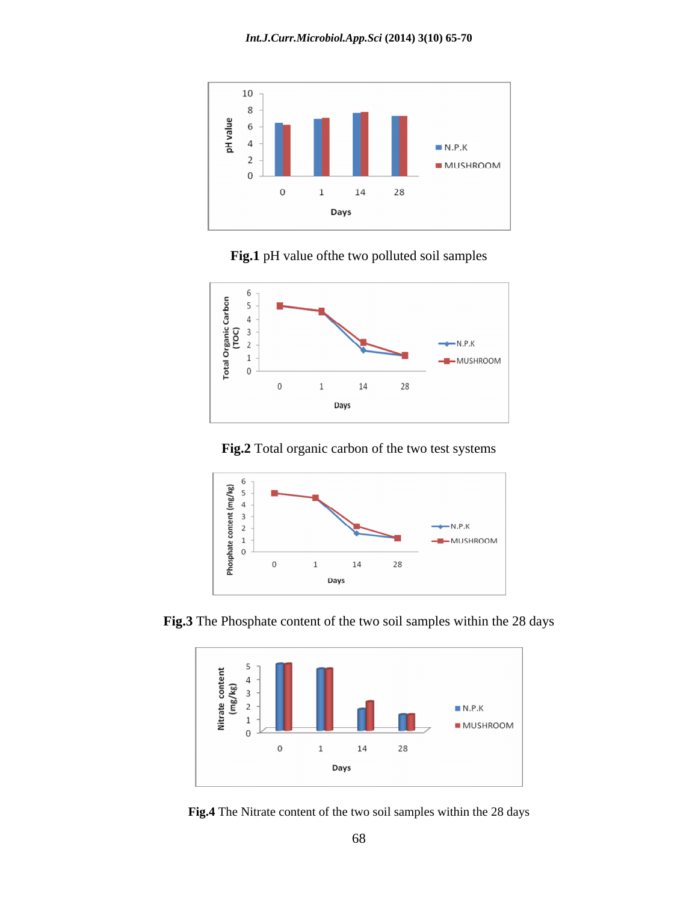**Fig.1** pH value ofthe two polluted soil samples

**Fig.2** Total organic carbon of the two test systems

**Fig.3** The Phosphate content of the two soil samples within the 28 days

**Fig.4** The Nitrate content of the two soil samples within the 28 days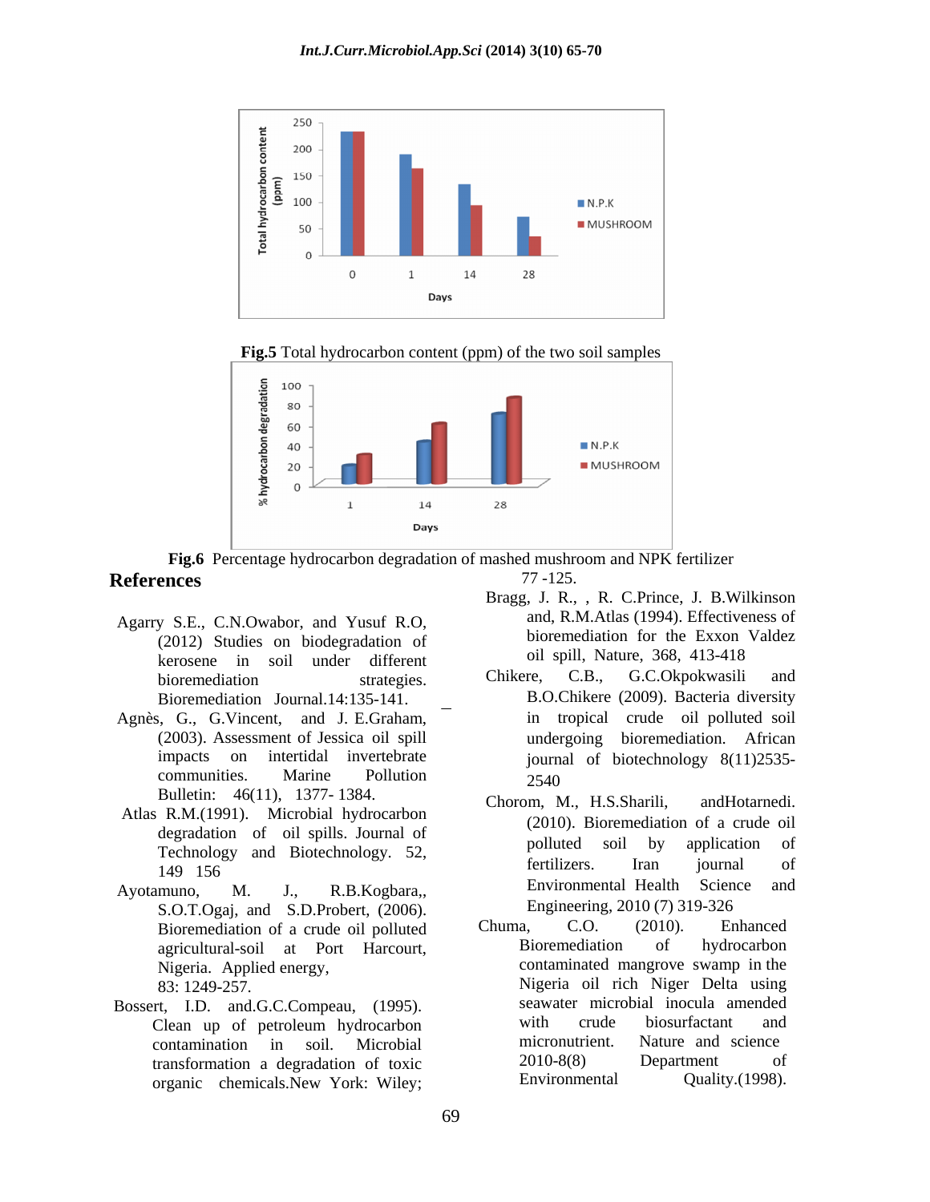Fig.5 Total hydrocarbon content (ppm) of the two soil samples

**Fig.6** Percentage hydrocarbon degradation of mashed mushroom and NPK fertilizer

## References

Agarry S.E., C.N.Owabor, and Yusuf R.O, (2012) Studies on biodegradation of kerosene in soil under different bioremediation strategies. Bioremediation Journal.14:135-141.

Agnès, G., G.Vincent, and J. E.Graham, (2003). Assessment of Jessica oil spill impacts on intertidal invertebrate communities. Marine Pollution Bulletin: 46(11), 1377- 1384.

Atlas R.M.(1991). Microbial hydrocarbon degradation of oil spills. Journal of Technology and Biotechnology. 52, 149 156

Ayotamuno, M. J., R.B.Kogbara,, S.O.T.Ogaj, and S.D.Probert, (2006). Bioremediation of a crude oil polluted agricultural-soil at Port Harcourt, Nigeria. Applied energy, 83: 1249-257.

Bossert, I.D. and.G.C.Compeau, (1995). Clean up of petroleum hydrocarbon contamination in soil. Microbial transformation a degradation of toxic organic chemicals.New York: Wiley; 77 -125.

Bragg, J. R., , R. C.Prince, J. B.Wilkinson and, R.M.Atlas (1994). Effectiveness of bioremediation for the Exxon Valdez oil spill, Nature, 368, 413-418

Chikere, C.B., G.C.Okpokwasili and B.O.Chikere (2009). Bacteria diversity in tropical crude oil polluted soil undergoing bioremediation. African journal of biotechnology 8(11)2535-2540

Chorom, M., H.S.Sharili, andHotarnedi. (2010). Bioremediation of a crude oil polluted soil by application of fertilizers. Iran journal of Environmental Health Science and Engineering, 2010 (7) 319-326

Chuma, C.O. (2010). Enhanced Bioremediation of hydrocarbon contaminated mangrove swamp in the Nigeria oil rich Niger Delta using seawater microbial inocula amended with crude biosurfactant and micronutrient. Nature and science 2010-8(8) Department of Environmental Quality.(1998).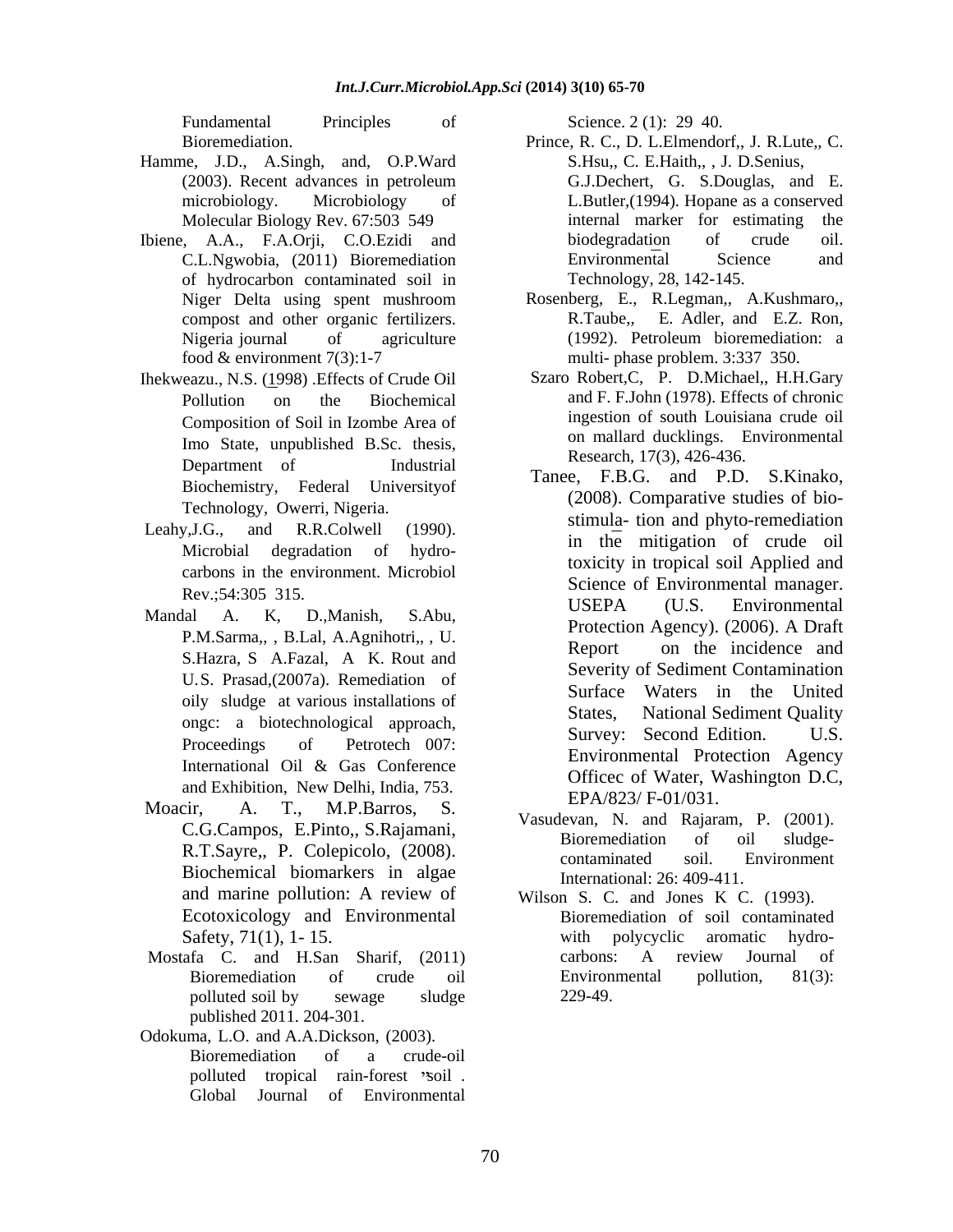Fundamental Principles of Bioremediation.

Hamme, J.D., A.Singh, and, O.P.Ward (2003). Recent advances in petroleum microbiology. Microbiology of Molecular Biology Rev. 67:503 549

Ibiene, A.A., F.A.Orji, C.O.Ezidi and C.L.Ngwobia, (2011) Bioremediation of hydrocarbon contaminated soil in Niger Delta using spent mushroom compost and other organic fertilizers. Nigeria journal of agriculture food & environment 7(3):1-7

Ihekweazu., N.S. (1998) .Effects of Crude Oil Pollution on the Biochemical Composition of Soil in Izombe Area of Imo State, unpublished B.Sc. thesis, Department of Industrial Biochemistry, Federal Universityof Technology, Owerri, Nigeria.

Leahy,J.G., and R.R.Colwell (1990). Microbial degradation of hydro-carbons in the environment. Microbiol Rev.;54:305 315.

Mandal A. K, D.,Manish, S.Abu, P.M.Sarma,, , B.Lal, A.Agnihotri,, , U. S.Hazra, S A.Fazal, A K. Rout and U.S. Prasad,(2007a). Remediation of oily sludge at various installations of ongc: a biotechnological approach, Proceedings of Petrotech 007: International Oil & Gas Conference and Exhibition, New Delhi, India, 753.

Moacir, A. T., M.P.Barros, S. C.G.Campos, E.Pinto,, S.Rajamani, R.T.Sayre,, P. Colepicolo, (2008). Biochemical biomarkers in algae and marine pollution: A review of Ecotoxicology and Environmental Safety, 71(1), 1- 15.

Mostafa C. and H.San Sharif, (2011) Bioremediation of crude oil polluted soil by sewage sludge published 2011. 204-301.

Odokuma, L.O. and A.A.Dickson, (2003). Bioremediation of a crude-oil polluted tropical rain-forest 'soil . Global Journal of Environmental Science. 2 (1): 29 40.

Prince, R. C., D. L.Elmendorf,, J. R.Lute,, C. S.Hsu,, C. E.Haith,, , J. D.Senius, G.J.Dechert, G. S.Douglas, and E. L.Butler,(1994). Hopane as a conserved internal marker for estimating the biodegradation of crude oil. Environmental Science and Technology, 28, 142-145.

Rosenberg, E., R.Legman,, A.Kushmaro,, R.Taube,, E. Adler, and E.Z. Ron, (1992). Petroleum bioremediation: a multi- phase problem. 3:337 350.

Szaro Robert,C, P. D.Michael,, H.H.Gary and F. F.John (1978). Effects of chronic ingestion of south Louisiana crude oil on mallard ducklings. Environmental Research, 17(3), 426-436.

Tanee, F.B.G. and P.D. S.Kinako, (2008). Comparative studies of bio-stimula- tion and phyto-remediation in the mitigation of crude oil toxicity in tropical soil Applied and Science of Environmental manager.

USEPA (U.S. Environmental Protection Agency). (2006). A Draft Report on the incidence and Severity of Sediment Contamination Surface Waters in the United States, National Sediment Quality Survey: Second Edition. U.S. Environmental Protection Agency Officec of Water, Washington D.C, EPA/823/ F-01/031.

Vasudevan, N. and Rajaram, P. (2001). Bioremediation of oil sludge-contaminated soil. Environment International: 26: 409-411.

Wilson S. C. and Jones K C. (1993). Bioremediation of soil contaminated with polycyclic aromatic hydro-carbons: A review Journal of Environmental pollution, 81(3): 229-49.